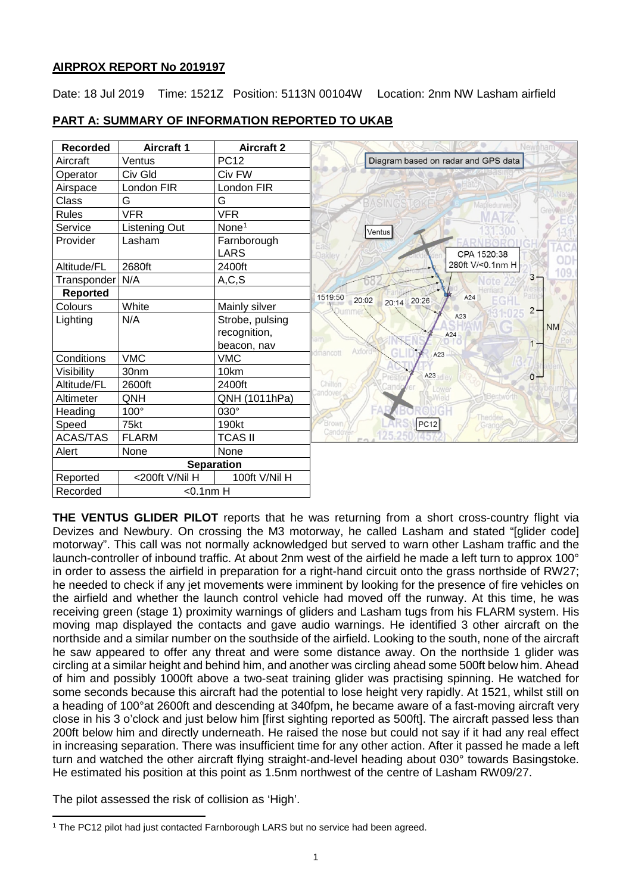**AIRPROX REPORT No 2019197**

Date: 18 Jul 2019 Time: 1521Z Position: 5113N 00104W Location: 2nm NW Lasham airfield

**PART A: SUMMARY OF INFORMATION REPORTED TO UKAB**

| Recorded | Aircraft 1 | Aircraft 2 |
|---|---|---|
| Aircraft | Ventus | PC12 |
| Operator | Civ Gld | Civ FW |
| Airspace | London FIR | London FIR |
| Class | G | G |
| Rules | VFR | VFR |
| Service | Listening Out | None[1] |
| Provider | Lasham | Farnborough LARS |
| Altitude/FL | 2680ft | 2400ft |
| Transponder | N/A | A,C,S |
| **Reported** | | |
| Colours | White | Mainly silver |
| Lighting | N/A | Strobe, pulsing recognition, beacon, nav |
| Conditions | VMC | VMC |
| Visibility | 30nm | 10km |
| Altitude/FL | 2600ft | 2400ft |
| Altimeter | QNH | QNH (1011hPa) |
| Heading | 100° | 030° |
| Speed | 75kt | 190kt |
| ACAS/TAS | FLARM | TCAS II |
| Alert | None | None |
| **Separation** | | |
| Reported | <200ft V/Nil H | 100ft V/Nil H |
| Recorded | <0.1nm H | |

Diagram based on radar and GPS data. CPA 1520:38 280ft V/<0.1nm H

**THE VENTUS GLIDER PILOT** reports that he was returning from a short cross-country flight via Devizes and Newbury. On crossing the M3 motorway, he called Lasham and stated "[glider code] motorway". This call was not normally acknowledged but served to warn other Lasham traffic and the launch-controller of inbound traffic. At about 2nm west of the airfield he made a left turn to approx 100° in order to assess the airfield in preparation for a right-hand circuit onto the grass northside of RW27; he needed to check if any jet movements were imminent by looking for the presence of fire vehicles on the airfield and whether the launch control vehicle had moved off the runway. At this time, he was receiving green (stage 1) proximity warnings of gliders and Lasham tugs from his FLARM system. His moving map displayed the contacts and gave audio warnings. He identified 3 other aircraft on the northside and a similar number on the southside of the airfield. Looking to the south, none of the aircraft he saw appeared to offer any threat and were some distance away. On the northside 1 glider was circling at a similar height and behind him, and another was circling ahead some 500ft below him. Ahead of him and possibly 1000ft above a two-seat training glider was practising spinning. He watched for some seconds because this aircraft had the potential to lose height very rapidly. At 1521, whilst still on a heading of 100°at 2600ft and descending at 340fpm, he became aware of a fast-moving aircraft very close in his 3 o'clock and just below him [first sighting reported as 500ft]. The aircraft passed less than 200ft below him and directly underneath. He raised the nose but could not say if it had any real effect in increasing separation. There was insufficient time for any other action. After it passed he made a left turn and watched the other aircraft flying straight-and-level heading about 030° towards Basingstoke. He estimated his position at this point as 1.5nm northwest of the centre of Lasham RW09/27.

The pilot assessed the risk of collision as 'High'.

[1] The PC12 pilot had just contacted Farnborough LARS but no service had been agreed.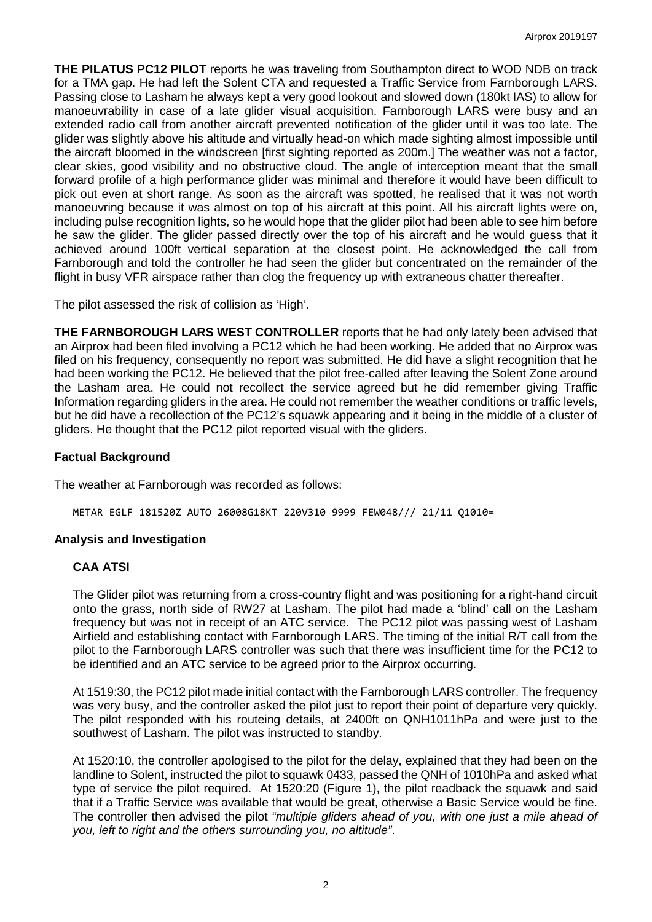**THE PILATUS PC12 PILOT** reports he was traveling from Southampton direct to WOD NDB on track for a TMA gap. He had left the Solent CTA and requested a Traffic Service from Farnborough LARS. Passing close to Lasham he always kept a very good lookout and slowed down (180kt IAS) to allow for manoeuvrability in case of a late glider visual acquisition. Farnborough LARS were busy and an extended radio call from another aircraft prevented notification of the glider until it was too late. The glider was slightly above his altitude and virtually head-on which made sighting almost impossible until the aircraft bloomed in the windscreen [first sighting reported as 200m.] The weather was not a factor, clear skies, good visibility and no obstructive cloud. The angle of interception meant that the small forward profile of a high performance glider was minimal and therefore it would have been difficult to pick out even at short range. As soon as the aircraft was spotted, he realised that it was not worth manoeuvring because it was almost on top of his aircraft at this point. All his aircraft lights were on, including pulse recognition lights, so he would hope that the glider pilot had been able to see him before he saw the glider. The glider passed directly over the top of his aircraft and he would guess that it achieved around 100ft vertical separation at the closest point. He acknowledged the call from Farnborough and told the controller he had seen the glider but concentrated on the remainder of the flight in busy VFR airspace rather than clog the frequency up with extraneous chatter thereafter.

The pilot assessed the risk of collision as 'High'.

**THE FARNBOROUGH LARS WEST CONTROLLER** reports that he had only lately been advised that an Airprox had been filed involving a PC12 which he had been working. He added that no Airprox was filed on his frequency, consequently no report was submitted. He did have a slight recognition that he had been working the PC12. He believed that the pilot free-called after leaving the Solent Zone around the Lasham area. He could not recollect the service agreed but he did remember giving Traffic Information regarding gliders in the area. He could not remember the weather conditions or traffic levels, but he did have a recollection of the PC12's squawk appearing and it being in the middle of a cluster of gliders. He thought that the PC12 pilot reported visual with the gliders.

## Factual Background

The weather at Farnborough was recorded as follows:

```
METAR EGLF 181520Z AUTO 26008G18KT 220V310 9999 FEW048/// 21/11 Q1010=
```

## Analysis and Investigation

### CAA ATSI

The Glider pilot was returning from a cross-country flight and was positioning for a right-hand circuit onto the grass, north side of RW27 at Lasham. The pilot had made a 'blind' call on the Lasham frequency but was not in receipt of an ATC service. The PC12 pilot was passing west of Lasham Airfield and establishing contact with Farnborough LARS. The timing of the initial R/T call from the pilot to the Farnborough LARS controller was such that there was insufficient time for the PC12 to be identified and an ATC service to be agreed prior to the Airprox occurring.

At 1519:30, the PC12 pilot made initial contact with the Farnborough LARS controller. The frequency was very busy, and the controller asked the pilot just to report their point of departure very quickly. The pilot responded with his routeing details, at 2400ft on QNH1011hPa and were just to the southwest of Lasham. The pilot was instructed to standby.

At 1520:10, the controller apologised to the pilot for the delay, explained that they had been on the landline to Solent, instructed the pilot to squawk 0433, passed the QNH of 1010hPa and asked what type of service the pilot required. At 1520:20 (Figure 1), the pilot readback the squawk and said that if a Traffic Service was available that would be great, otherwise a Basic Service would be fine. The controller then advised the pilot *"multiple gliders ahead of you, with one just a mile ahead of you, left to right and the others surrounding you, no altitude"*.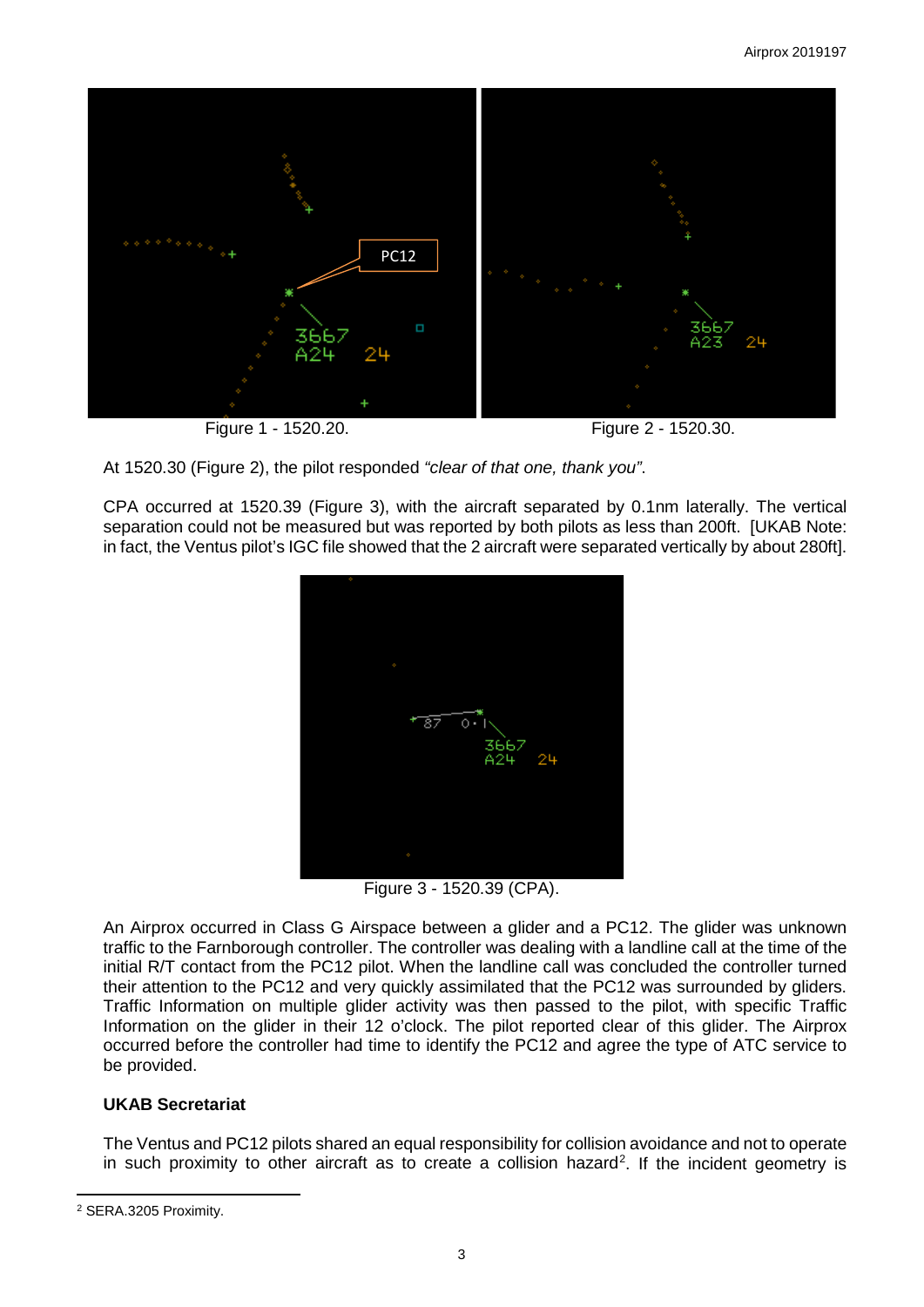Figure 1 - 1520.20.

Figure 2 - 1520.30.

At 1520.30 (Figure 2), the pilot responded *"clear of that one, thank you"*.

CPA occurred at 1520.39 (Figure 3), with the aircraft separated by 0.1nm laterally. The vertical separation could not be measured but was reported by both pilots as less than 200ft. [UKAB Note: in fact, the Ventus pilot's IGC file showed that the 2 aircraft were separated vertically by about 280ft].

Figure 3 - 1520.39 (CPA).

An Airprox occurred in Class G Airspace between a glider and a PC12. The glider was unknown traffic to the Farnborough controller. The controller was dealing with a landline call at the time of the initial R/T contact from the PC12 pilot. When the landline call was concluded the controller turned their attention to the PC12 and very quickly assimilated that the PC12 was surrounded by gliders. Traffic Information on multiple glider activity was then passed to the pilot, with specific Traffic Information on the glider in their 12 o'clock. The pilot reported clear of this glider. The Airprox occurred before the controller had time to identify the PC12 and agree the type of ATC service to be provided.

**UKAB Secretariat**

The Ventus and PC12 pilots shared an equal responsibility for collision avoidance and not to operate in such proximity to other aircraft as to create a collision hazard[2]. If the incident geometry is

[2] SERA.3205 Proximity.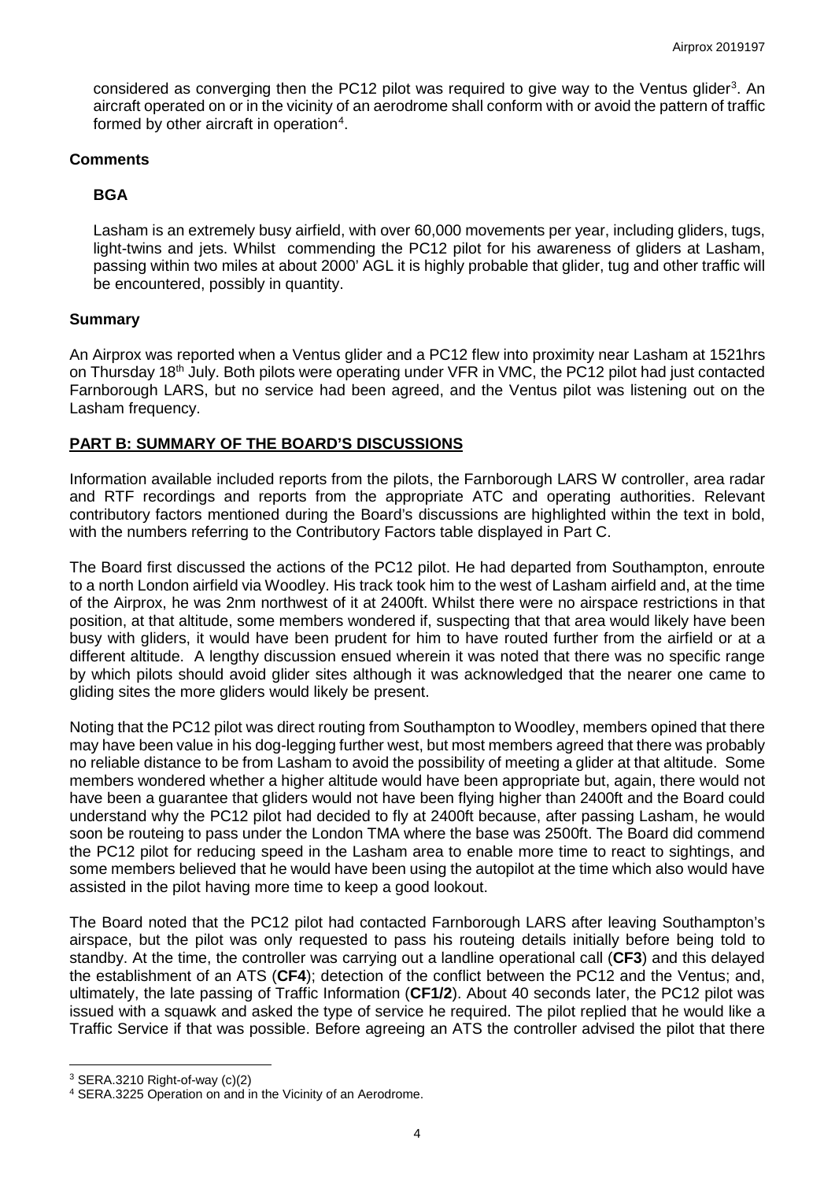considered as converging then the PC12 pilot was required to give way to the Ventus glider[3]. An aircraft operated on or in the vicinity of an aerodrome shall conform with or avoid the pattern of traffic formed by other aircraft in operation[4].

## Comments

### BGA

Lasham is an extremely busy airfield, with over 60,000 movements per year, including gliders, tugs, light-twins and jets. Whilst commending the PC12 pilot for his awareness of gliders at Lasham, passing within two miles at about 2000' AGL it is highly probable that glider, tug and other traffic will be encountered, possibly in quantity.

## Summary

An Airprox was reported when a Ventus glider and a PC12 flew into proximity near Lasham at 1521hrs on Thursday 18th July. Both pilots were operating under VFR in VMC, the PC12 pilot had just contacted Farnborough LARS, but no service had been agreed, and the Ventus pilot was listening out on the Lasham frequency.

## PART B: SUMMARY OF THE BOARD'S DISCUSSIONS

Information available included reports from the pilots, the Farnborough LARS W controller, area radar and RTF recordings and reports from the appropriate ATC and operating authorities. Relevant contributory factors mentioned during the Board's discussions are highlighted within the text in bold, with the numbers referring to the Contributory Factors table displayed in Part C.

The Board first discussed the actions of the PC12 pilot. He had departed from Southampton, enroute to a north London airfield via Woodley. His track took him to the west of Lasham airfield and, at the time of the Airprox, he was 2nm northwest of it at 2400ft. Whilst there were no airspace restrictions in that position, at that altitude, some members wondered if, suspecting that that area would likely have been busy with gliders, it would have been prudent for him to have routed further from the airfield or at a different altitude. A lengthy discussion ensued wherein it was noted that there was no specific range by which pilots should avoid glider sites although it was acknowledged that the nearer one came to gliding sites the more gliders would likely be present.

Noting that the PC12 pilot was direct routing from Southampton to Woodley, members opined that there may have been value in his dog-legging further west, but most members agreed that there was probably no reliable distance to be from Lasham to avoid the possibility of meeting a glider at that altitude. Some members wondered whether a higher altitude would have been appropriate but, again, there would not have been a guarantee that gliders would not have been flying higher than 2400ft and the Board could understand why the PC12 pilot had decided to fly at 2400ft because, after passing Lasham, he would soon be routeing to pass under the London TMA where the base was 2500ft. The Board did commend the PC12 pilot for reducing speed in the Lasham area to enable more time to react to sightings, and some members believed that he would have been using the autopilot at the time which also would have assisted in the pilot having more time to keep a good lookout.

The Board noted that the PC12 pilot had contacted Farnborough LARS after leaving Southampton's airspace, but the pilot was only requested to pass his routeing details initially before being told to standby. At the time, the controller was carrying out a landline operational call (**CF3**) and this delayed the establishment of an ATS (**CF4**); detection of the conflict between the PC12 and the Ventus; and, ultimately, the late passing of Traffic Information (**CF1/2**). About 40 seconds later, the PC12 pilot was issued with a squawk and asked the type of service he required. The pilot replied that he would like a Traffic Service if that was possible. Before agreeing an ATS the controller advised the pilot that there

---

[3] SERA.3210 Right-of-way (c)(2)

[4] SERA.3225 Operation on and in the Vicinity of an Aerodrome.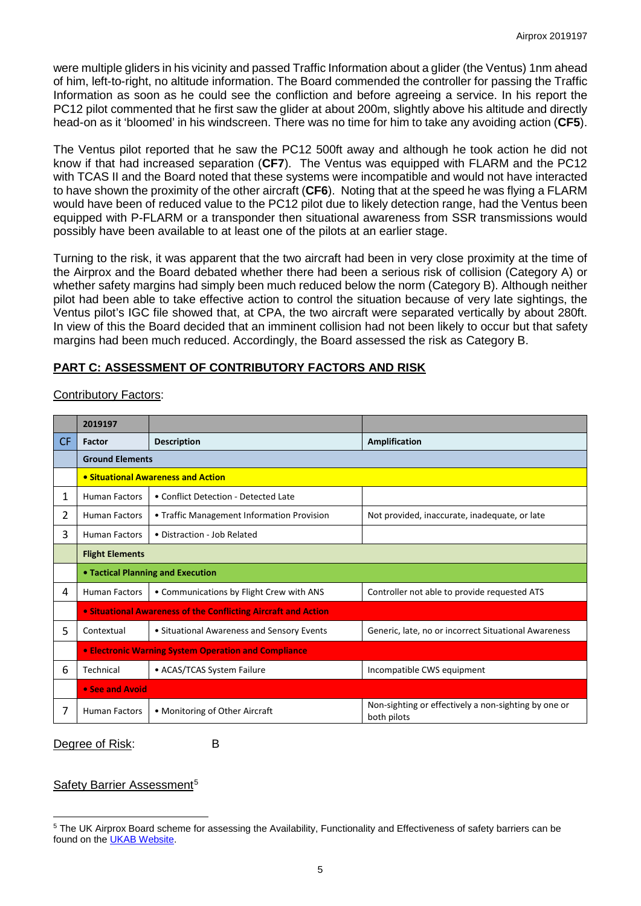were multiple gliders in his vicinity and passed Traffic Information about a glider (the Ventus) 1nm ahead of him, left-to-right, no altitude information. The Board commended the controller for passing the Traffic Information as soon as he could see the confliction and before agreeing a service. In his report the PC12 pilot commented that he first saw the glider at about 200m, slightly above his altitude and directly head-on as it 'bloomed' in his windscreen. There was no time for him to take any avoiding action (**CF5**).

The Ventus pilot reported that he saw the PC12 500ft away and although he took action he did not know if that had increased separation (**CF7**). The Ventus was equipped with FLARM and the PC12 with TCAS II and the Board noted that these systems were incompatible and would not have interacted to have shown the proximity of the other aircraft (**CF6**). Noting that at the speed he was flying a FLARM would have been of reduced value to the PC12 pilot due to likely detection range, had the Ventus been equipped with P-FLARM or a transponder then situational awareness from SSR transmissions would possibly have been available to at least one of the pilots at an earlier stage.

Turning to the risk, it was apparent that the two aircraft had been in very close proximity at the time of the Airprox and the Board debated whether there had been a serious risk of collision (Category A) or whether safety margins had simply been much reduced below the norm (Category B). Although neither pilot had been able to take effective action to control the situation because of very late sightings, the Ventus pilot's IGC file showed that, at CPA, the two aircraft were separated vertically by about 280ft. In view of this the Board decided that an imminent collision had not been likely to occur but that safety margins had been much reduced. Accordingly, the Board assessed the risk as Category B.

## PART C: ASSESSMENT OF CONTRIBUTORY FACTORS AND RISK

Contributory Factors:

| | 2019197 | | |
|---|---|---|---|
| CF | Factor | Description | Amplification |
| | **Ground Elements** | | |
| | **• Situational Awareness and Action** | | |
| 1 | Human Factors | • Conflict Detection - Detected Late | |
| 2 | Human Factors | • Traffic Management Information Provision | Not provided, inaccurate, inadequate, or late |
| 3 | Human Factors | • Distraction - Job Related | |
| | **Flight Elements** | | |
| | **• Tactical Planning and Execution** | | |
| 4 | Human Factors | • Communications by Flight Crew with ANS | Controller not able to provide requested ATS |
| | **• Situational Awareness of the Conflicting Aircraft and Action** | | |
| 5 | Contextual | • Situational Awareness and Sensory Events | Generic, late, no or incorrect Situational Awareness |
| | **• Electronic Warning System Operation and Compliance** | | |
| 6 | Technical | • ACAS/TCAS System Failure | Incompatible CWS equipment |
| | **• See and Avoid** | | |
| 7 | Human Factors | • Monitoring of Other Aircraft | Non-sighting or effectively a non-sighting by one or both pilots |

Degree of Risk: B

Safety Barrier Assessment[5]

[5] The UK Airprox Board scheme for assessing the Availability, Functionality and Effectiveness of safety barriers can be found on the UKAB Website.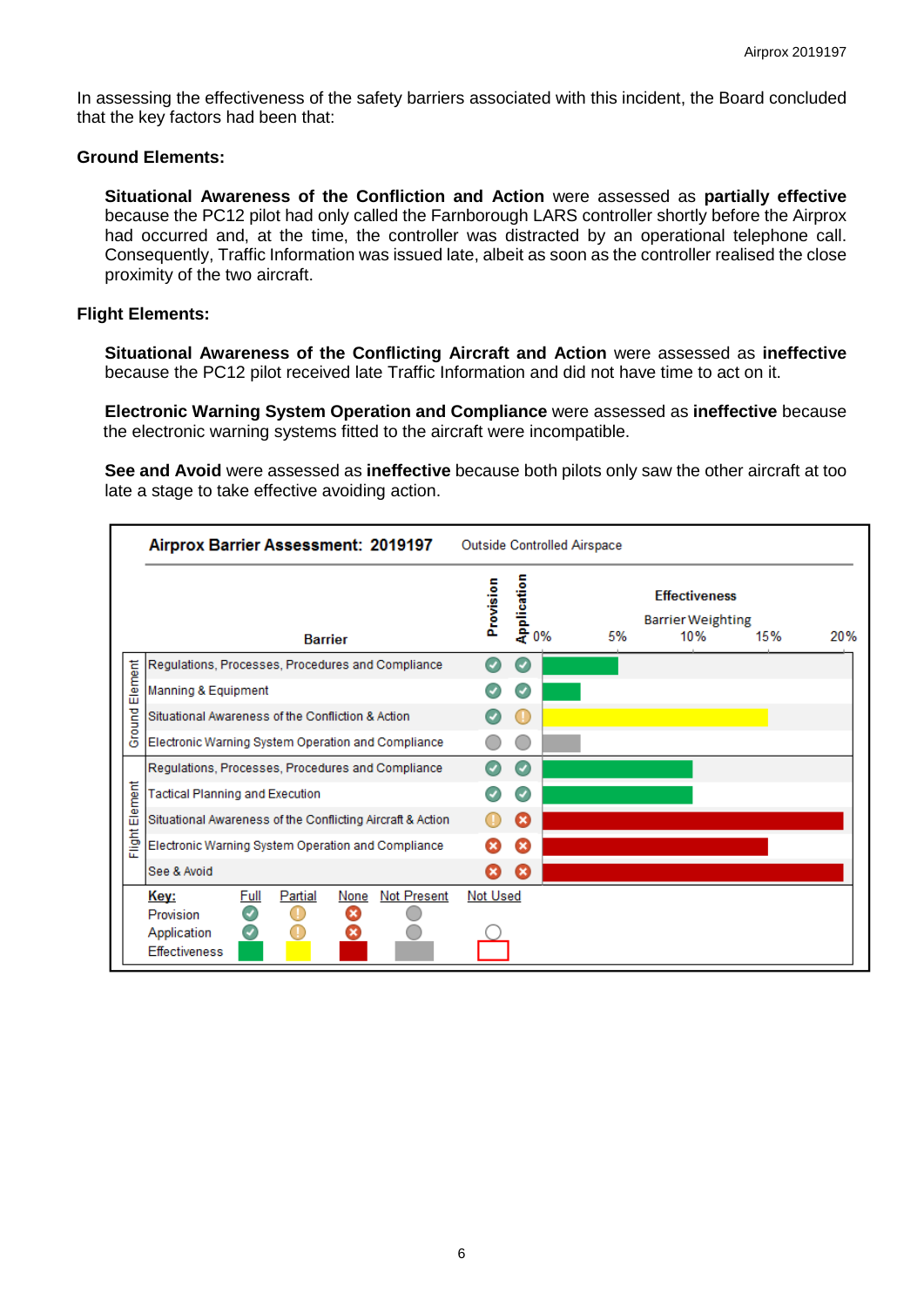In assessing the effectiveness of the safety barriers associated with this incident, the Board concluded that the key factors had been that:

**Ground Elements:**

**Situational Awareness of the Confliction and Action** were assessed as **partially effective** because the PC12 pilot had only called the Farnborough LARS controller shortly before the Airprox had occurred and, at the time, the controller was distracted by an operational telephone call. Consequently, Traffic Information was issued late, albeit as soon as the controller realised the close proximity of the two aircraft.

**Flight Elements:**

**Situational Awareness of the Conflicting Aircraft and Action** were assessed as **ineffective** because the PC12 pilot received late Traffic Information and did not have time to act on it.

**Electronic Warning System Operation and Compliance** were assessed as **ineffective** because the electronic warning systems fitted to the aircraft were incompatible.

**See and Avoid** were assessed as **ineffective** because both pilots only saw the other aircraft at too late a stage to take effective avoiding action.

**Airprox Barrier Assessment: 2019197**

Outside Controlled Airspace

Barrier

Provision

Application

Effectiveness

Barrier Weighting

0% 5% 10% 15% 20%

Ground Element

Regulations, Processes, Procedures and Compliance

Manning & Equipment

Situational Awareness of the Confliction & Action

Electronic Warning System Operation and Compliance

Flight Element

Regulations, Processes, Procedures and Compliance

Tactical Planning and Execution

Situational Awareness of the Conflicting Aircraft & Action

Electronic Warning System Operation and Compliance

See & Avoid

Key: Full Partial None Not Present Not Used

Provision

Application

Effectiveness